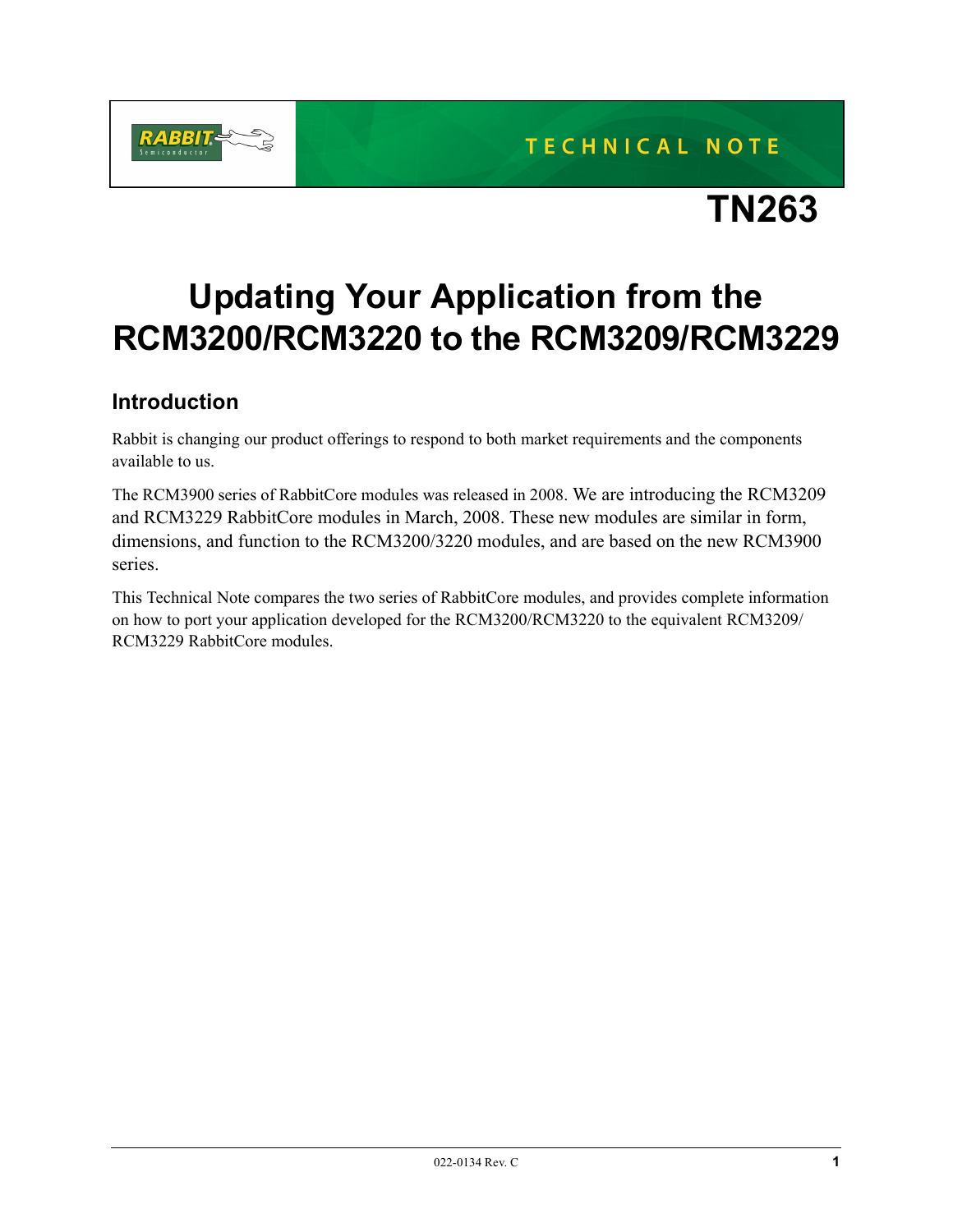TECHNICAL NOTE

# TN263

# Updating Your Application from the RCM3200/RCM3220 to the RCM3209/RCM3229

## Introduction

Rabbit is changing our product offerings to respond to both market requirements and the components available to us.

The RCM3900 series of RabbitCore modules was released in 2008. We are introducing the RCM3209 and RCM3229 RabbitCore modules in March, 2008. These new modules are similar in form, dimensions, and function to the RCM3200/3220 modules, and are based on the new RCM3900 series.

This Technical Note compares the two series of RabbitCore modules, and provides complete information on how to port your application developed for the RCM3200/RCM3220 to the equivalent RCM3209/RCM3229 RabbitCore modules.

022-0134 Rev. C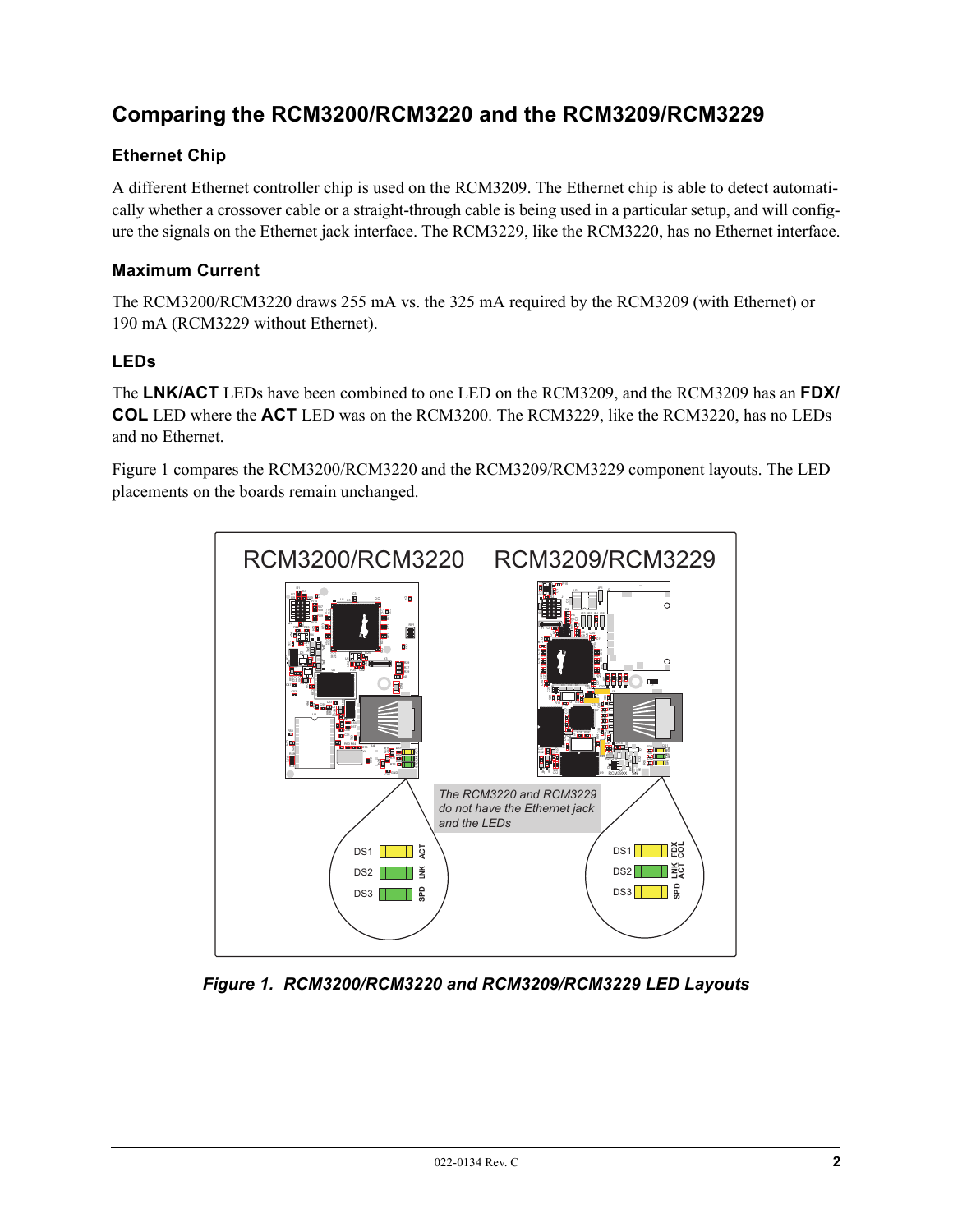## Comparing the RCM3200/RCM3220 and the RCM3209/RCM3229

### Ethernet Chip

A different Ethernet controller chip is used on the RCM3209. The Ethernet chip is able to detect automatically whether a crossover cable or a straight-through cable is being used in a particular setup, and will configure the signals on the Ethernet jack interface. The RCM3229, like the RCM3220, has no Ethernet interface.

### Maximum Current

The RCM3200/RCM3220 draws 255 mA vs. the 325 mA required by the RCM3209 (with Ethernet) or 190 mA (RCM3229 without Ethernet).

### LEDs

The **LNK/ACT** LEDs have been combined to one LED on the RCM3209, and the RCM3209 has an **FDX/COL** LED where the **ACT** LED was on the RCM3200. The RCM3229, like the RCM3220, has no LEDs and no Ethernet.

Figure 1 compares the RCM3200/RCM3220 and the RCM3209/RCM3229 component layouts. The LED placements on the boards remain unchanged.

RCM3200/RCM3220 RCM3209/RCM3229

*The RCM3220 and RCM3229 do not have the Ethernet jack and the LEDs*

DS1 ACT
DS2 LNK
DS3 SPD

DS1 FDX COL
DS2 LNK ACT
DS3 SPD

***Figure 1. RCM3200/RCM3220 and RCM3209/RCM3229 LED Layouts***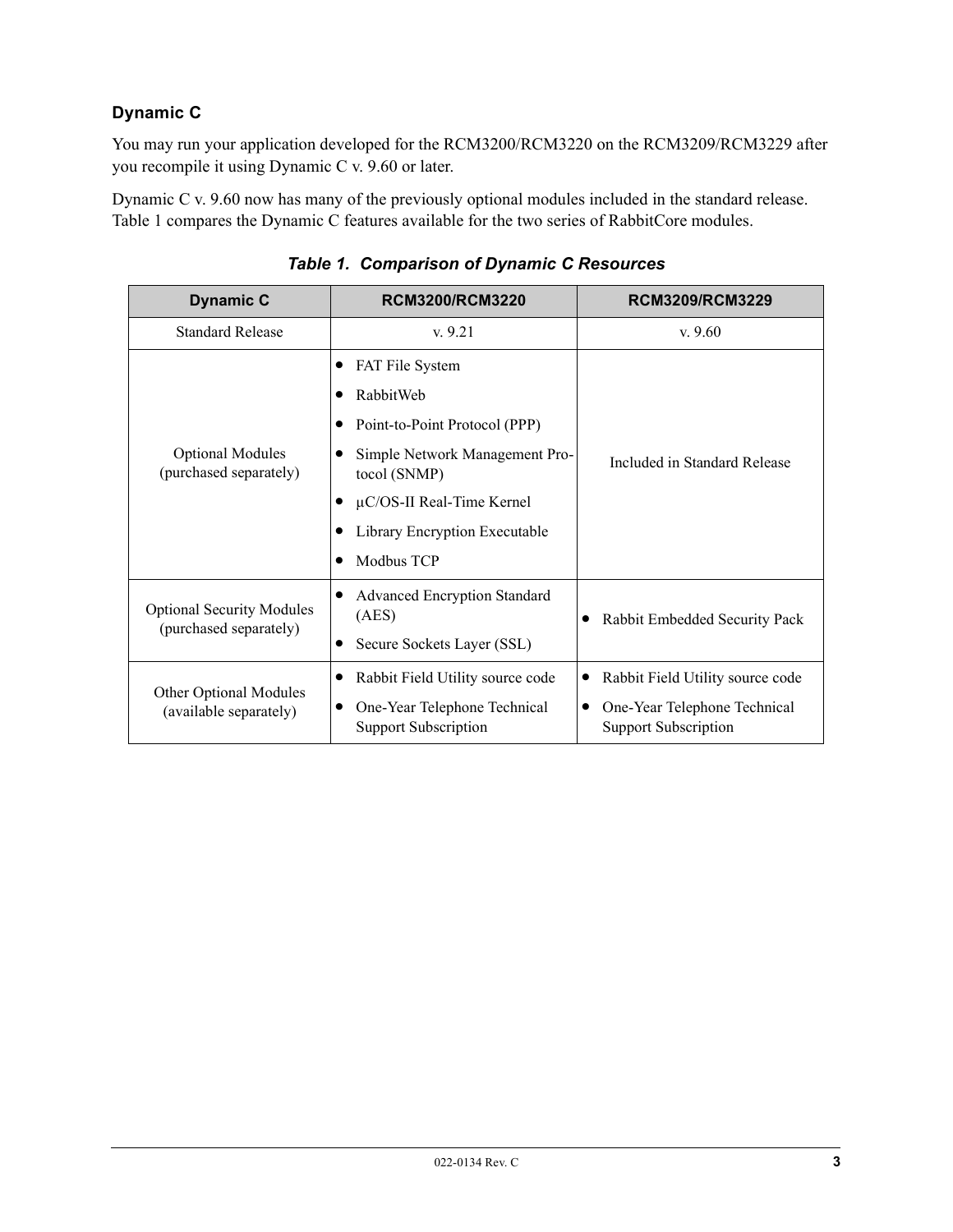### Dynamic C

You may run your application developed for the RCM3200/RCM3220 on the RCM3209/RCM3229 after you recompile it using Dynamic C v. 9.60 or later.

Dynamic C v. 9.60 now has many of the previously optional modules included in the standard release. Table 1 compares the Dynamic C features available for the two series of RabbitCore modules.

***Table 1. Comparison of Dynamic C Resources***

| Dynamic C | RCM3200/RCM3220 | RCM3209/RCM3229 |
|---|---|---|
| Standard Release | v. 9.21 | v. 9.60 |
| Optional Modules (purchased separately) | • FAT File System<br>• RabbitWeb<br>• Point-to-Point Protocol (PPP)<br>• Simple Network Management Protocol (SNMP)<br>• μC/OS-II Real-Time Kernel<br>• Library Encryption Executable<br>• Modbus TCP | Included in Standard Release |
| Optional Security Modules (purchased separately) | • Advanced Encryption Standard (AES)<br>• Secure Sockets Layer (SSL) | • Rabbit Embedded Security Pack |
| Other Optional Modules (available separately) | • Rabbit Field Utility source code<br>• One-Year Telephone Technical Support Subscription | • Rabbit Field Utility source code<br>• One-Year Telephone Technical Support Subscription |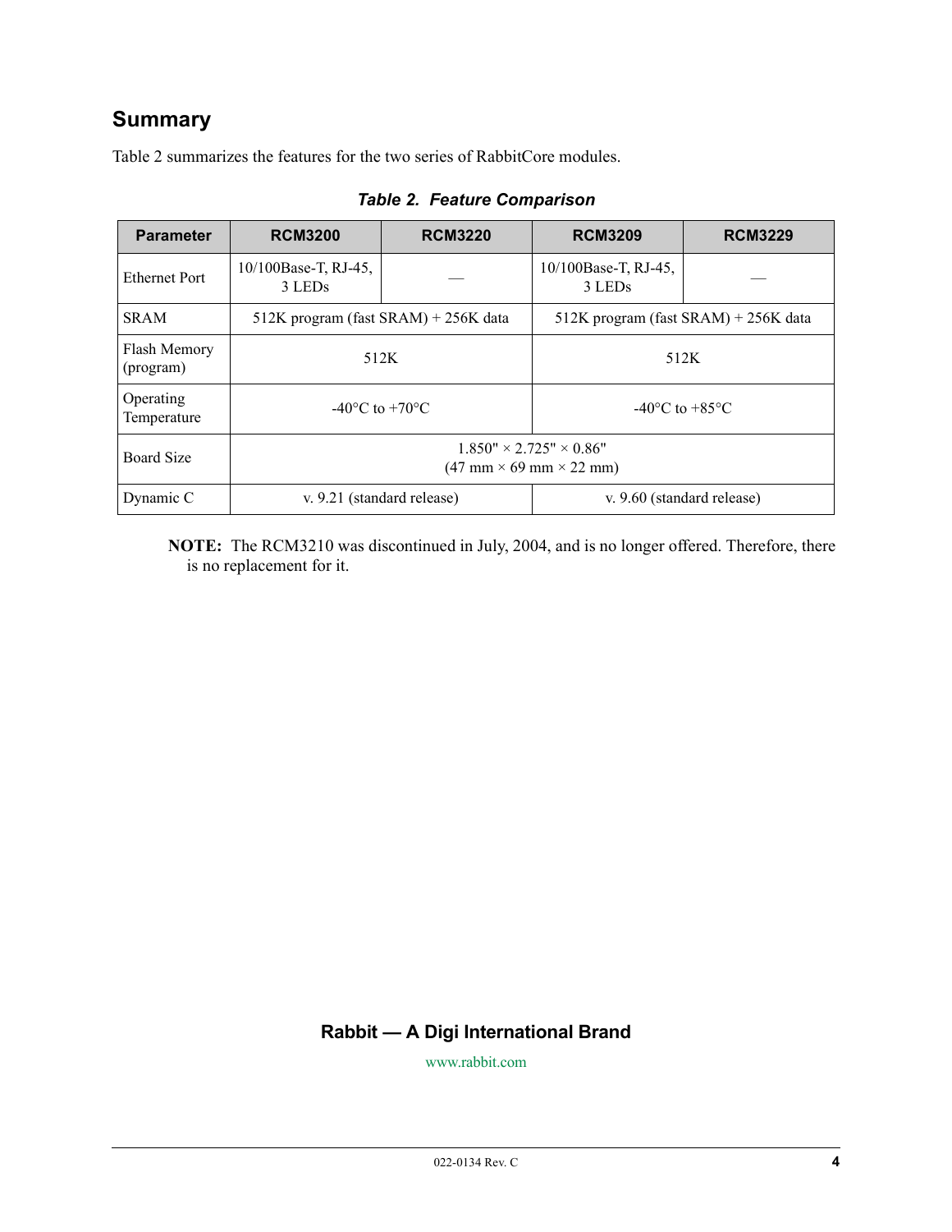## Summary

Table 2 summarizes the features for the two series of RabbitCore modules.

***Table 2. Feature Comparison***

| Parameter | RCM3200 | RCM3220 | RCM3209 | RCM3229 |
|---|---|---|---|---|
| Ethernet Port | 10/100Base-T, RJ-45, 3 LEDs | — | 10/100Base-T, RJ-45, 3 LEDs | — |
| SRAM | 512K program (fast SRAM) + 256K data | | 512K program (fast SRAM) + 256K data | |
| Flash Memory (program) | 512K | | 512K | |
| Operating Temperature | -40°C to +70°C | | -40°C to +85°C | |
| Board Size | 1.850" × 2.725" × 0.86" (47 mm × 69 mm × 22 mm) | | | |
| Dynamic C | v. 9.21 (standard release) | | v. 9.60 (standard release) | |

**NOTE:** The RCM3210 was discontinued in July, 2004, and is no longer offered. Therefore, there is no replacement for it.

**Rabbit — A Digi International Brand**

www.rabbit.com

022-0134 Rev. C